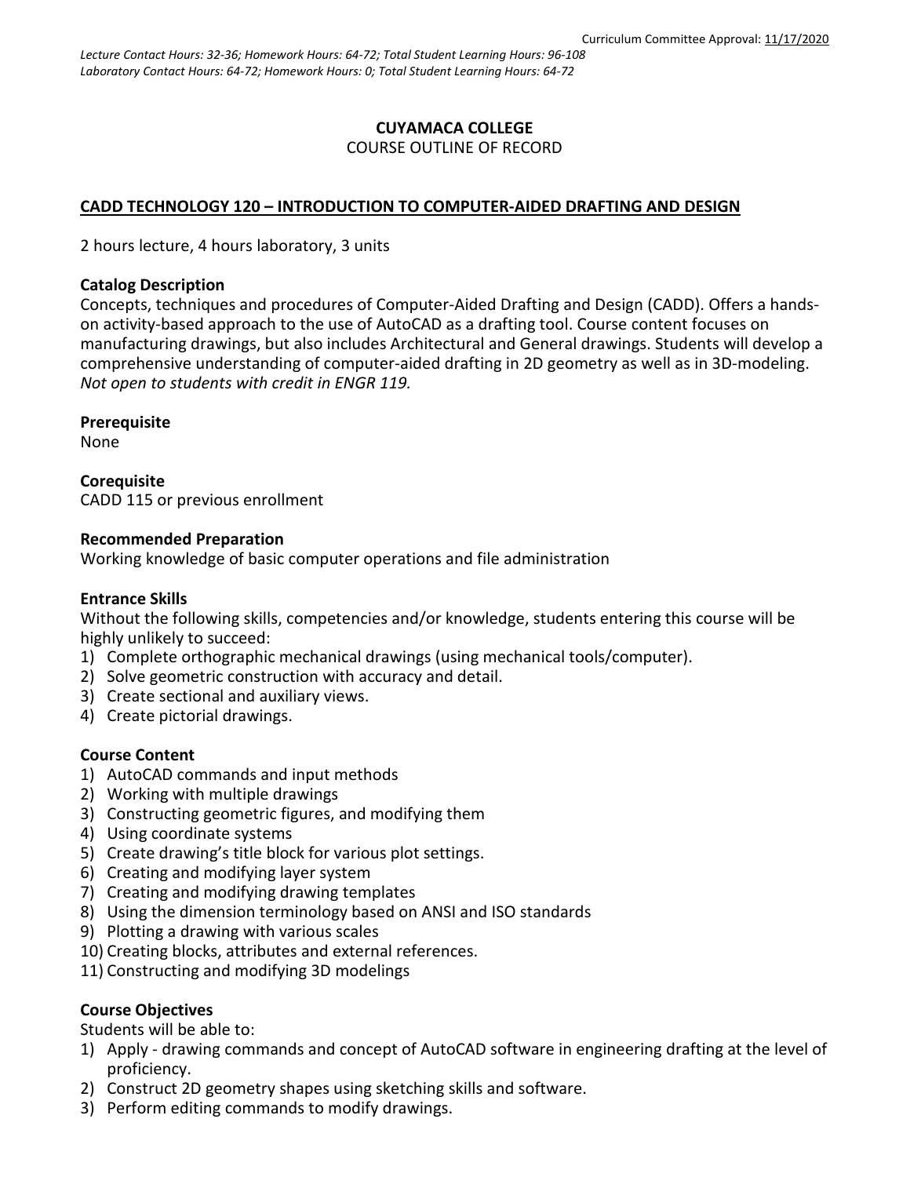Curriculum Committee Approval: 11/17/2020

*Lecture Contact Hours: 32-36; Homework Hours: 64-72; Total Student Learning Hours: 96-108*
*Laboratory Contact Hours: 64-72; Homework Hours: 0; Total Student Learning Hours: 64-72*

**CUYAMACA COLLEGE**

COURSE OUTLINE OF RECORD

**CADD TECHNOLOGY 120 – INTRODUCTION TO COMPUTER-AIDED DRAFTING AND DESIGN**

2 hours lecture, 4 hours laboratory, 3 units

**Catalog Description**

Concepts, techniques and procedures of Computer-Aided Drafting and Design (CADD). Offers a hands-on activity-based approach to the use of AutoCAD as a drafting tool. Course content focuses on manufacturing drawings, but also includes Architectural and General drawings. Students will develop a comprehensive understanding of computer-aided drafting in 2D geometry as well as in 3D-modeling. *Not open to students with credit in ENGR 119.*

**Prerequisite**

None

**Corequisite**

CADD 115 or previous enrollment

**Recommended Preparation**

Working knowledge of basic computer operations and file administration

**Entrance Skills**

Without the following skills, competencies and/or knowledge, students entering this course will be highly unlikely to succeed:

1) Complete orthographic mechanical drawings (using mechanical tools/computer).
2) Solve geometric construction with accuracy and detail.
3) Create sectional and auxiliary views.
4) Create pictorial drawings.

**Course Content**

1) AutoCAD commands and input methods
2) Working with multiple drawings
3) Constructing geometric figures, and modifying them
4) Using coordinate systems
5) Create drawing's title block for various plot settings.
6) Creating and modifying layer system
7) Creating and modifying drawing templates
8) Using the dimension terminology based on ANSI and ISO standards
9) Plotting a drawing with various scales
10) Creating blocks, attributes and external references.
11) Constructing and modifying 3D modelings

**Course Objectives**

Students will be able to:

1) Apply - drawing commands and concept of AutoCAD software in engineering drafting at the level of proficiency.
2) Construct 2D geometry shapes using sketching skills and software.
3) Perform editing commands to modify drawings.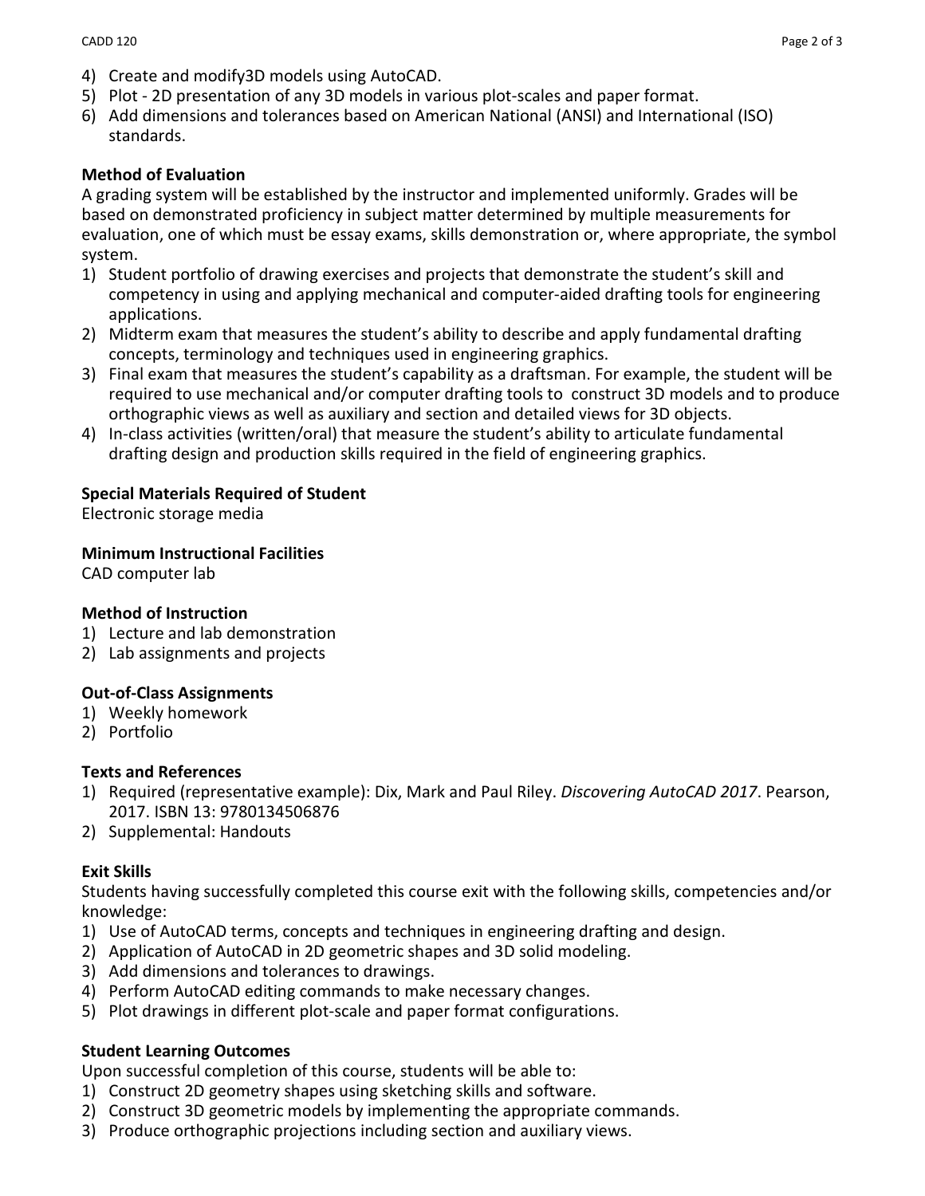4) Create and modify3D models using AutoCAD.
5) Plot - 2D presentation of any 3D models in various plot-scales and paper format.
6) Add dimensions and tolerances based on American National (ANSI) and International (ISO) standards.

**Method of Evaluation**

A grading system will be established by the instructor and implemented uniformly. Grades will be based on demonstrated proficiency in subject matter determined by multiple measurements for evaluation, one of which must be essay exams, skills demonstration or, where appropriate, the symbol system.

1) Student portfolio of drawing exercises and projects that demonstrate the student's skill and competency in using and applying mechanical and computer-aided drafting tools for engineering applications.
2) Midterm exam that measures the student's ability to describe and apply fundamental drafting concepts, terminology and techniques used in engineering graphics.
3) Final exam that measures the student's capability as a draftsman. For example, the student will be required to use mechanical and/or computer drafting tools to construct 3D models and to produce orthographic views as well as auxiliary and section and detailed views for 3D objects.
4) In-class activities (written/oral) that measure the student's ability to articulate fundamental drafting design and production skills required in the field of engineering graphics.

**Special Materials Required of Student**

Electronic storage media

**Minimum Instructional Facilities**

CAD computer lab

**Method of Instruction**

1) Lecture and lab demonstration
2) Lab assignments and projects

**Out-of-Class Assignments**

1) Weekly homework
2) Portfolio

**Texts and References**

1) Required (representative example): Dix, Mark and Paul Riley. *Discovering AutoCAD 2017*. Pearson, 2017. ISBN 13: 9780134506876
2) Supplemental: Handouts

**Exit Skills**

Students having successfully completed this course exit with the following skills, competencies and/or knowledge:

1) Use of AutoCAD terms, concepts and techniques in engineering drafting and design.
2) Application of AutoCAD in 2D geometric shapes and 3D solid modeling.
3) Add dimensions and tolerances to drawings.
4) Perform AutoCAD editing commands to make necessary changes.
5) Plot drawings in different plot-scale and paper format configurations.

**Student Learning Outcomes**

Upon successful completion of this course, students will be able to:

1) Construct 2D geometry shapes using sketching skills and software.
2) Construct 3D geometric models by implementing the appropriate commands.
3) Produce orthographic projections including section and auxiliary views.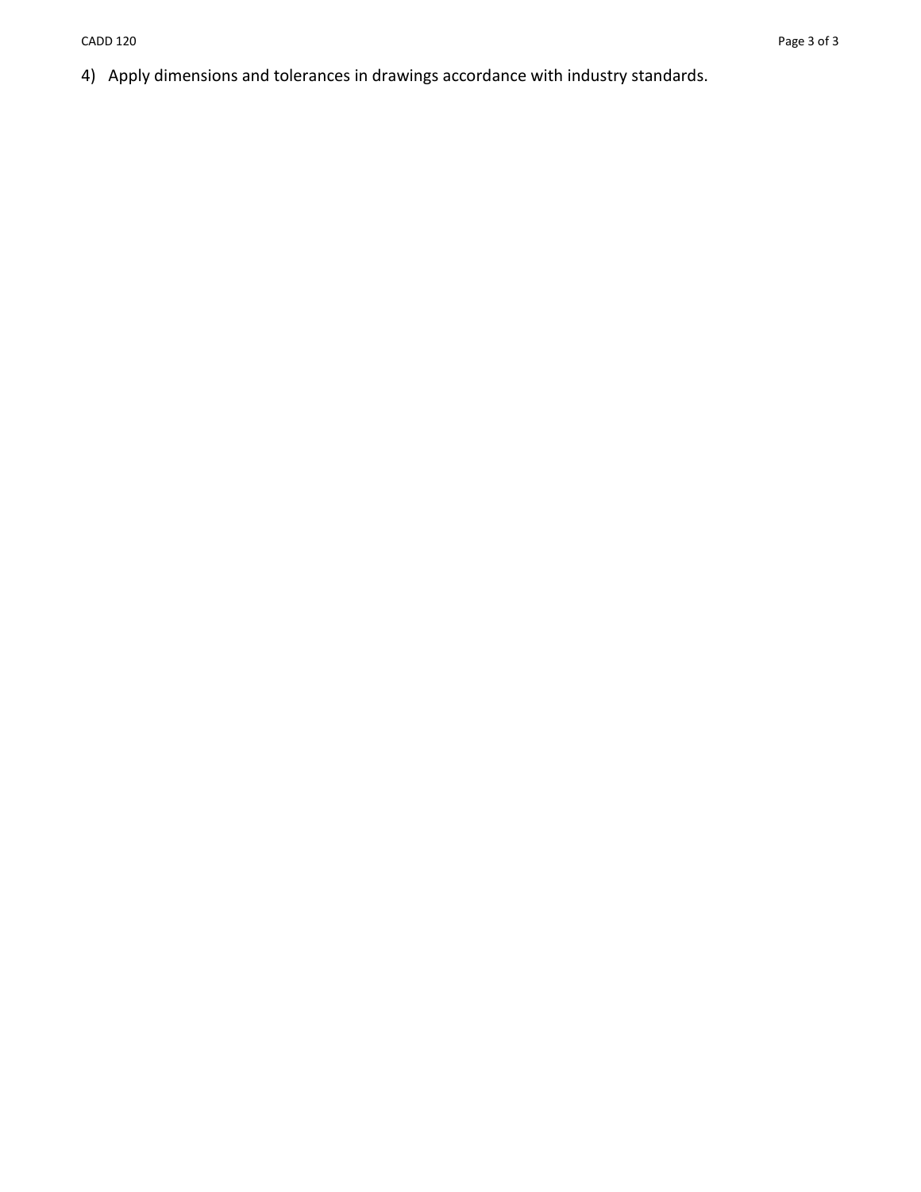4) Apply dimensions and tolerances in drawings accordance with industry standards.